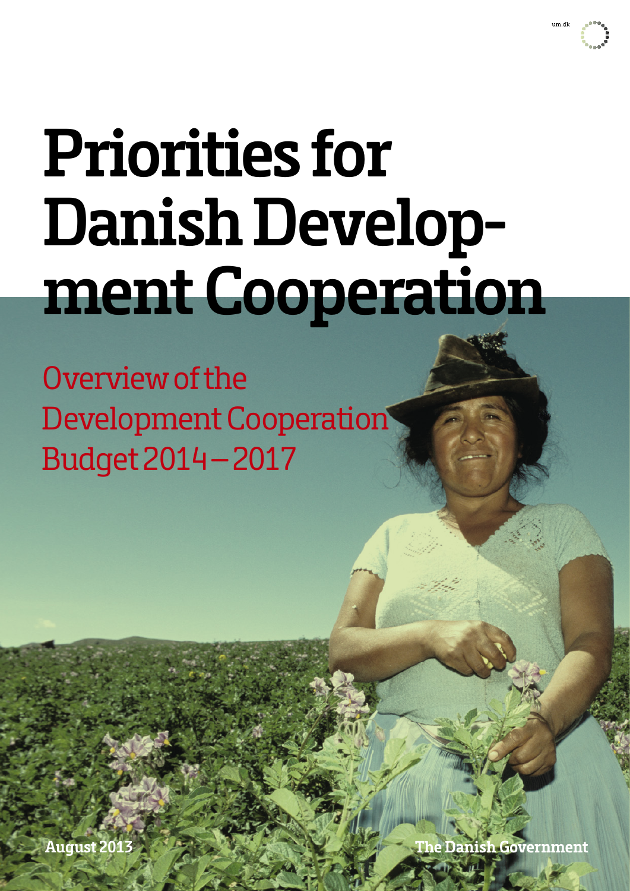um.dk

# Priorities for Danish Development Cooperation

## Overview of the Development Cooperation Budget 2014 – 2017

August 2013

The Danish Government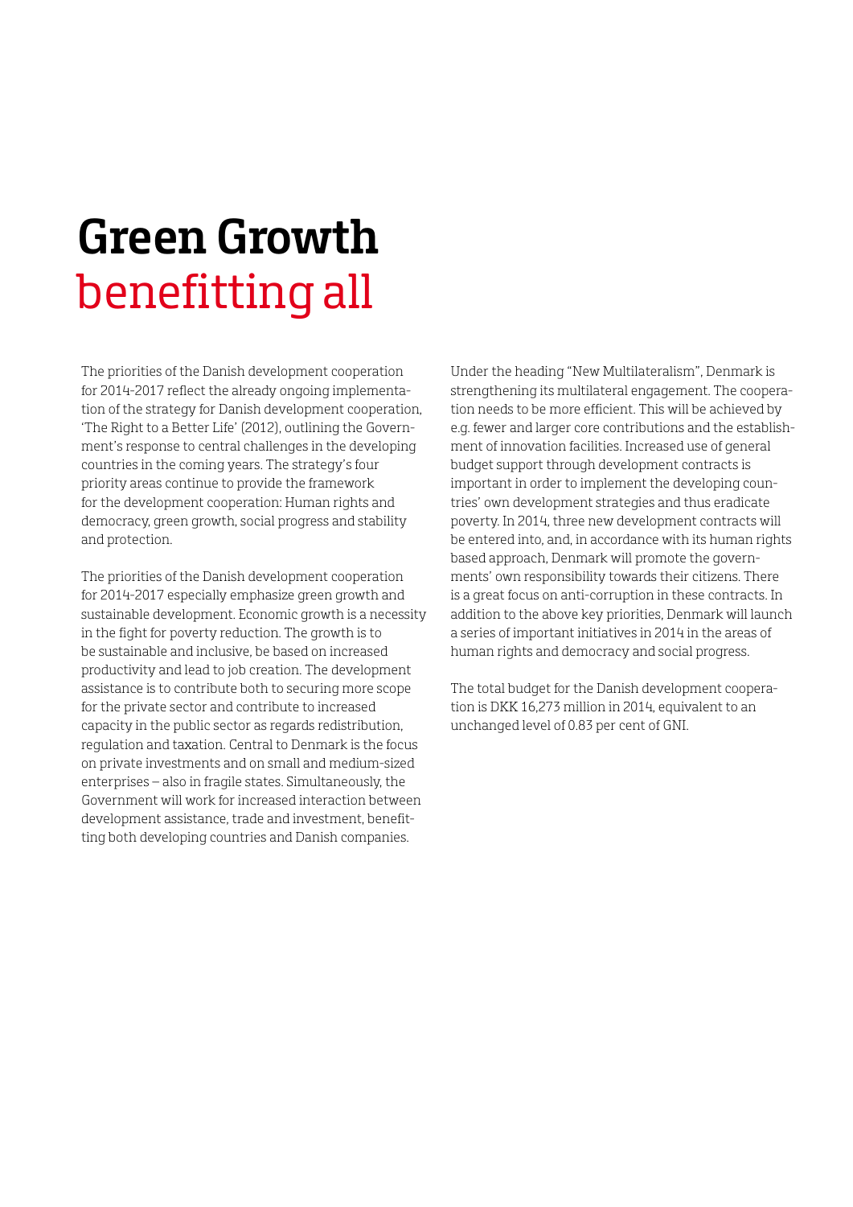# Green Growth benefitting all

The priorities of the Danish development cooperation for 2014-2017 reflect the already ongoing implementation of the strategy for Danish development cooperation, 'The Right to a Better Life' (2012), outlining the Government's response to central challenges in the developing countries in the coming years. The strategy's four priority areas continue to provide the framework for the development cooperation: Human rights and democracy, green growth, social progress and stability and protection.

The priorities of the Danish development cooperation for 2014-2017 especially emphasize green growth and sustainable development. Economic growth is a necessity in the fight for poverty reduction. The growth is to be sustainable and inclusive, be based on increased productivity and lead to job creation. The development assistance is to contribute both to securing more scope for the private sector and contribute to increased capacity in the public sector as regards redistribution, regulation and taxation. Central to Denmark is the focus on private investments and on small and medium-sized enterprises – also in fragile states. Simultaneously, the Government will work for increased interaction between development assistance, trade and investment, benefitting both developing countries and Danish companies.

Under the heading "New Multilateralism", Denmark is strengthening its multilateral engagement. The cooperation needs to be more efficient. This will be achieved by e.g. fewer and larger core contributions and the establishment of innovation facilities. Increased use of general budget support through development contracts is important in order to implement the developing countries' own development strategies and thus eradicate poverty. In 2014, three new development contracts will be entered into, and, in accordance with its human rights based approach, Denmark will promote the governments' own responsibility towards their citizens. There is a great focus on anti-corruption in these contracts. In addition to the above key priorities, Denmark will launch a series of important initiatives in 2014 in the areas of human rights and democracy and social progress.

The total budget for the Danish development cooperation is DKK 16,273 million in 2014, equivalent to an unchanged level of 0.83 per cent of GNI.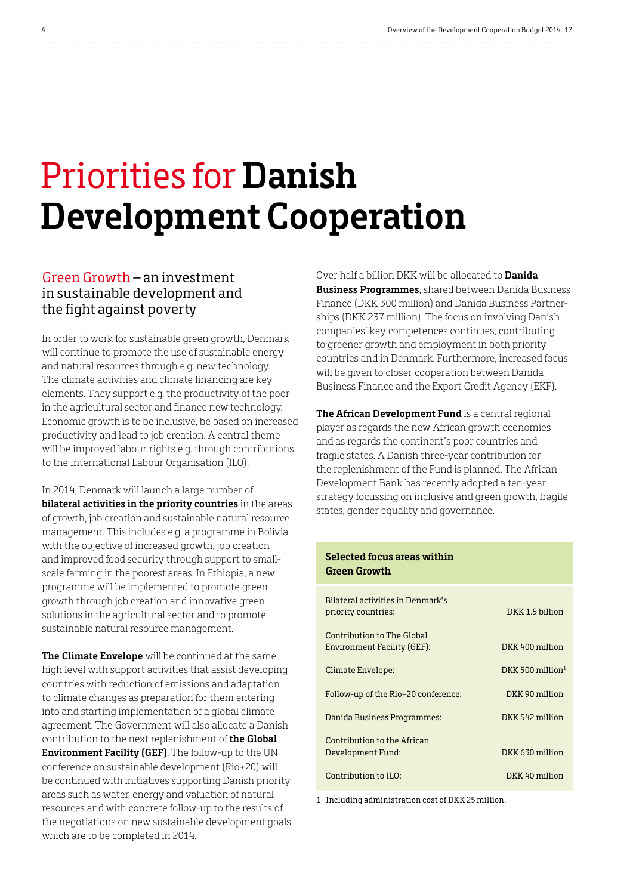// Priorities for Danish Development Cooperation

## Green Growth – an investment in sustainable development and the fight against poverty

In order to work for sustainable green growth, Denmark will continue to promote the use of sustainable energy and natural resources through e.g. new technology. The climate activities and climate financing are key elements. They support e.g. the productivity of the poor in the agricultural sector and finance new technology. Economic growth is to be inclusive, be based on increased productivity and lead to job creation. A central theme will be improved labour rights e.g. through contributions to the International Labour Organisation (ILO).

In 2014, Denmark will launch a large number of **bilateral activities in the priority countries** in the areas of growth, job creation and sustainable natural resource management. This includes e.g. a programme in Bolivia with the objective of increased growth, job creation and improved food security through support to small-scale farming in the poorest areas. In Ethiopia, a new programme will be implemented to promote green growth through job creation and innovative green solutions in the agricultural sector and to promote sustainable natural resource management.

**The Climate Envelope** will be continued at the same high level with support activities that assist developing countries with reduction of emissions and adaptation to climate changes as preparation for them entering into and starting implementation of a global climate agreement. The Government will also allocate a Danish contribution to the next replenishment of **the Global Environment Facility (GEF)**. The follow-up to the UN conference on sustainable development (Rio+20) will be continued with initiatives supporting Danish priority areas such as water, energy and valuation of natural resources and with concrete follow-up to the results of the negotiations on new sustainable development goals, which are to be completed in 2014.

Over half a billion DKK will be allocated to **Danida Business Programmes**, shared between Danida Business Finance (DKK 300 million) and Danida Business Partnerships (DKK 237 million). The focus on involving Danish companies' key competences continues, contributing to greener growth and employment in both priority countries and in Denmark. Furthermore, increased focus will be given to closer cooperation between Danida Business Finance and the Export Credit Agency (EKF).

**The African Development Fund** is a central regional player as regards the new African growth economies and as regards the continent's poor countries and fragile states. A Danish three-year contribution for the replenishment of the Fund is planned. The African Development Bank has recently adopted a ten-year strategy focussing on inclusive and green growth, fragile states, gender equality and governance.

| **Selected focus areas within Green Growth** | |
|---|---|
| Bilateral activities in Denmark's priority countries: | DKK 1.5 billion |
| Contribution to The Global Environment Facility (GEF): | DKK 400 million |
| Climate Envelope: | DKK 500 million[1] |
| Follow-up of the Rio+20 conference: | DKK 90 million |
| Danida Business Programmes: | DKK 542 million |
| Contribution to the African Development Fund: | DKK 630 million |
| Contribution to ILO: | DKK 40 million |

1 Including administration cost of DKK 25 million.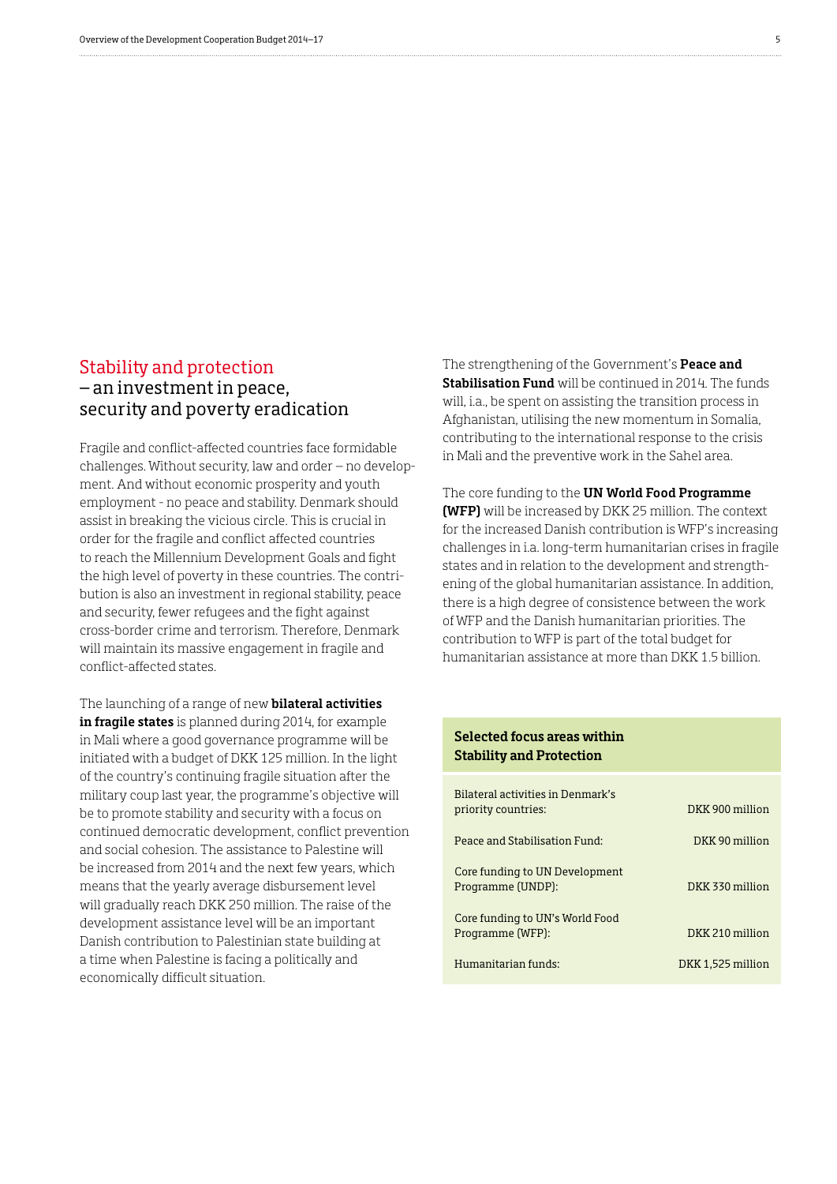## Stability and protection – an investment in peace, security and poverty eradication

Fragile and conflict-affected countries face formidable challenges. Without security, law and order – no development. And without economic prosperity and youth employment - no peace and stability. Denmark should assist in breaking the vicious circle. This is crucial in order for the fragile and conflict affected countries to reach the Millennium Development Goals and fight the high level of poverty in these countries. The contribution is also an investment in regional stability, peace and security, fewer refugees and the fight against cross-border crime and terrorism. Therefore, Denmark will maintain its massive engagement in fragile and conflict-affected states.

The launching of a range of new **bilateral activities in fragile states** is planned during 2014, for example in Mali where a good governance programme will be initiated with a budget of DKK 125 million. In the light of the country's continuing fragile situation after the military coup last year, the programme's objective will be to promote stability and security with a focus on continued democratic development, conflict prevention and social cohesion. The assistance to Palestine will be increased from 2014 and the next few years, which means that the yearly average disbursement level will gradually reach DKK 250 million. The raise of the development assistance level will be an important Danish contribution to Palestinian state building at a time when Palestine is facing a politically and economically difficult situation.

The strengthening of the Government's **Peace and Stabilisation Fund** will be continued in 2014. The funds will, i.a., be spent on assisting the transition process in Afghanistan, utilising the new momentum in Somalia, contributing to the international response to the crisis in Mali and the preventive work in the Sahel area.

The core funding to the **UN World Food Programme (WFP)** will be increased by DKK 25 million. The context for the increased Danish contribution is WFP's increasing challenges in i.a. long-term humanitarian crises in fragile states and in relation to the development and strengthening of the global humanitarian assistance. In addition, there is a high degree of consistence between the work of WFP and the Danish humanitarian priorities. The contribution to WFP is part of the total budget for humanitarian assistance at more than DKK 1.5 billion.

| Selected focus areas within Stability and Protection | |
|---|---|
| Bilateral activities in Denmark's priority countries: | DKK 900 million |
| Peace and Stabilisation Fund: | DKK 90 million |
| Core funding to UN Development Programme (UNDP): | DKK 330 million |
| Core funding to UN's World Food Programme (WFP): | DKK 210 million |
| Humanitarian funds: | DKK 1,525 million |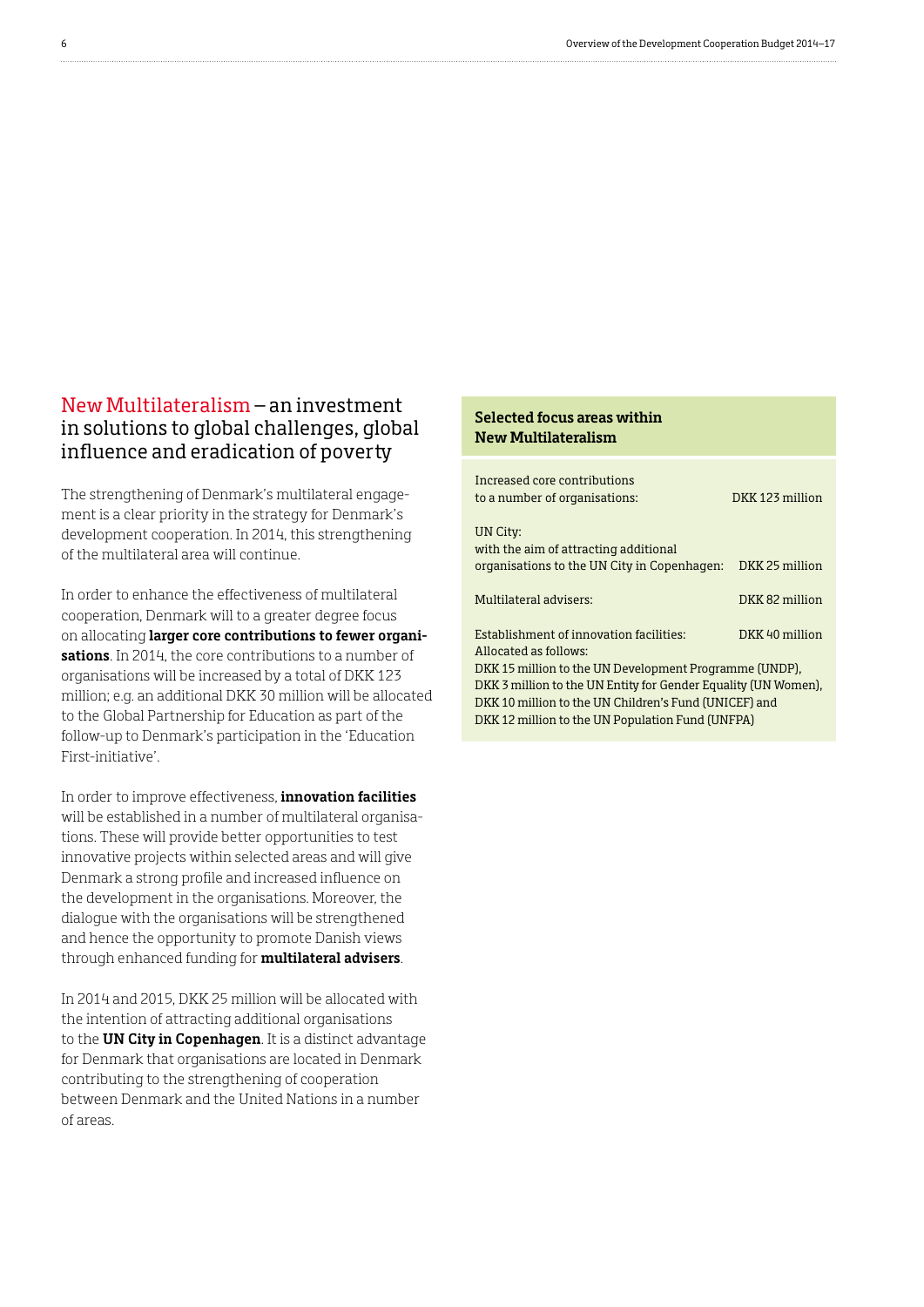## New Multilateralism – an investment in solutions to global challenges, global influence and eradication of poverty

The strengthening of Denmark's multilateral engagement is a clear priority in the strategy for Denmark's development cooperation. In 2014, this strengthening of the multilateral area will continue.

In order to enhance the effectiveness of multilateral cooperation, Denmark will to a greater degree focus on allocating **larger core contributions to fewer organisations**. In 2014, the core contributions to a number of organisations will be increased by a total of DKK 123 million; e.g. an additional DKK 30 million will be allocated to the Global Partnership for Education as part of the follow-up to Denmark's participation in the 'Education First-initiative'.

In order to improve effectiveness, **innovation facilities** will be established in a number of multilateral organisations. These will provide better opportunities to test innovative projects within selected areas and will give Denmark a strong profile and increased influence on the development in the organisations. Moreover, the dialogue with the organisations will be strengthened and hence the opportunity to promote Danish views through enhanced funding for **multilateral advisers**.

In 2014 and 2015, DKK 25 million will be allocated with the intention of attracting additional organisations to the **UN City in Copenhagen**. It is a distinct advantage for Denmark that organisations are located in Denmark contributing to the strengthening of cooperation between Denmark and the United Nations in a number of areas.

### Selected focus areas within New Multilateralism

| | |
|---|---|
| Increased core contributions to a number of organisations: | DKK 123 million |
| UN City: with the aim of attracting additional organisations to the UN City in Copenhagen: | DKK 25 million |
| Multilateral advisers: | DKK 82 million |
| Establishment of innovation facilities: | DKK 40 million |

Allocated as follows:
DKK 15 million to the UN Development Programme (UNDP),
DKK 3 million to the UN Entity for Gender Equality (UN Women),
DKK 10 million to the UN Children's Fund (UNICEF) and
DKK 12 million to the UN Population Fund (UNFPA)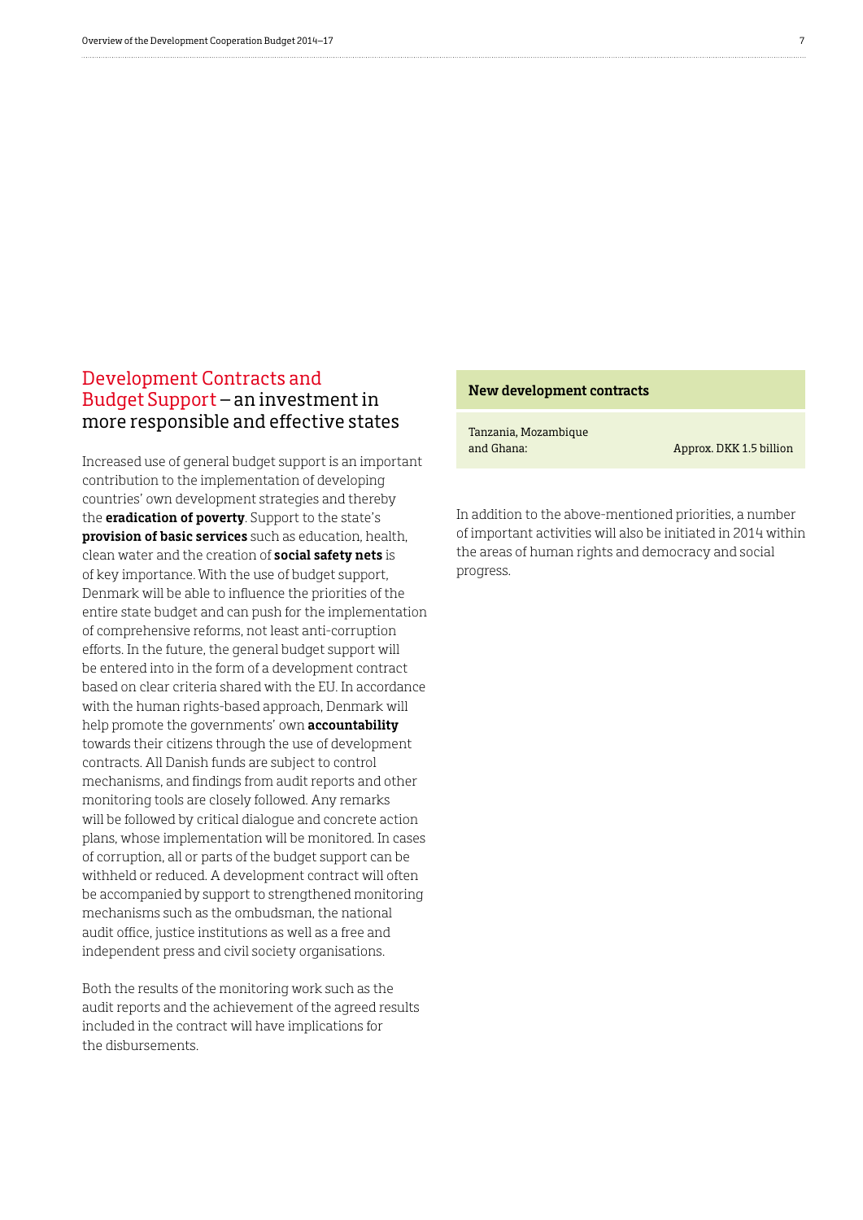## Development Contracts and Budget Support – an investment in more responsible and effective states

Increased use of general budget support is an important contribution to the implementation of developing countries' own development strategies and thereby the **eradication of poverty**. Support to the state's **provision of basic services** such as education, health, clean water and the creation of **social safety nets** is of key importance. With the use of budget support, Denmark will be able to influence the priorities of the entire state budget and can push for the implementation of comprehensive reforms, not least anti-corruption efforts. In the future, the general budget support will be entered into in the form of a development contract based on clear criteria shared with the EU. In accordance with the human rights-based approach, Denmark will help promote the governments' own **accountability** towards their citizens through the use of development contracts. All Danish funds are subject to control mechanisms, and findings from audit reports and other monitoring tools are closely followed. Any remarks will be followed by critical dialogue and concrete action plans, whose implementation will be monitored. In cases of corruption, all or parts of the budget support can be withheld or reduced. A development contract will often be accompanied by support to strengthened monitoring mechanisms such as the ombudsman, the national audit office, justice institutions as well as a free and independent press and civil society organisations.

Both the results of the monitoring work such as the audit reports and the achievement of the agreed results included in the contract will have implications for the disbursements.

| **New development contracts** | |
|---|---|
| Tanzania, Mozambique and Ghana: | Approx. DKK 1.5 billion |

In addition to the above-mentioned priorities, a number of important activities will also be initiated in 2014 within the areas of human rights and democracy and social progress.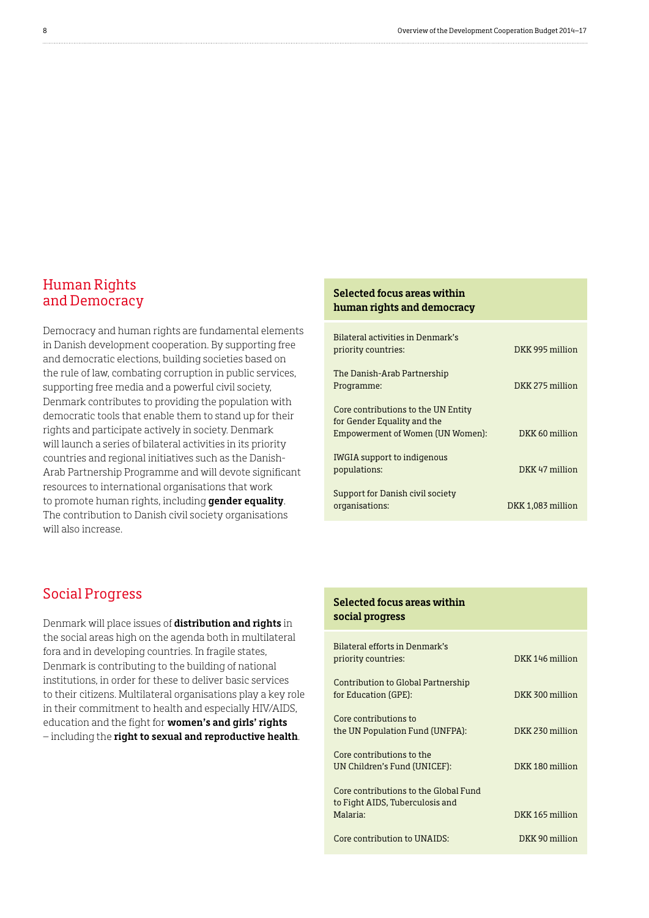## Human Rights and Democracy

Democracy and human rights are fundamental elements in Danish development cooperation. By supporting free and democratic elections, building societies based on the rule of law, combating corruption in public services, supporting free media and a powerful civil society, Denmark contributes to providing the population with democratic tools that enable them to stand up for their rights and participate actively in society. Denmark will launch a series of bilateral activities in its priority countries and regional initiatives such as the Danish-Arab Partnership Programme and will devote significant resources to international organisations that work to promote human rights, including **gender equality**. The contribution to Danish civil society organisations will also increase.

| Selected focus areas within human rights and democracy | |
|---|---|
| Bilateral activities in Denmark's priority countries: | DKK 995 million |
| The Danish-Arab Partnership Programme: | DKK 275 million |
| Core contributions to the UN Entity for Gender Equality and the Empowerment of Women (UN Women): | DKK 60 million |
| IWGIA support to indigenous populations: | DKK 47 million |
| Support for Danish civil society organisations: | DKK 1,083 million |

## Social Progress

Denmark will place issues of **distribution and rights** in the social areas high on the agenda both in multilateral fora and in developing countries. In fragile states, Denmark is contributing to the building of national institutions, in order for these to deliver basic services to their citizens. Multilateral organisations play a key role in their commitment to health and especially HIV/AIDS, education and the fight for **women's and girls' rights** – including the **right to sexual and reproductive health**.

| Selected focus areas within social progress | |
|---|---|
| Bilateral efforts in Denmark's priority countries: | DKK 146 million |
| Contribution to Global Partnership for Education (GPE): | DKK 300 million |
| Core contributions to the UN Population Fund (UNFPA): | DKK 230 million |
| Core contributions to the UN Children's Fund (UNICEF): | DKK 180 million |
| Core contributions to the Global Fund to Fight AIDS, Tuberculosis and Malaria: | DKK 165 million |
| Core contribution to UNAIDS: | DKK 90 million |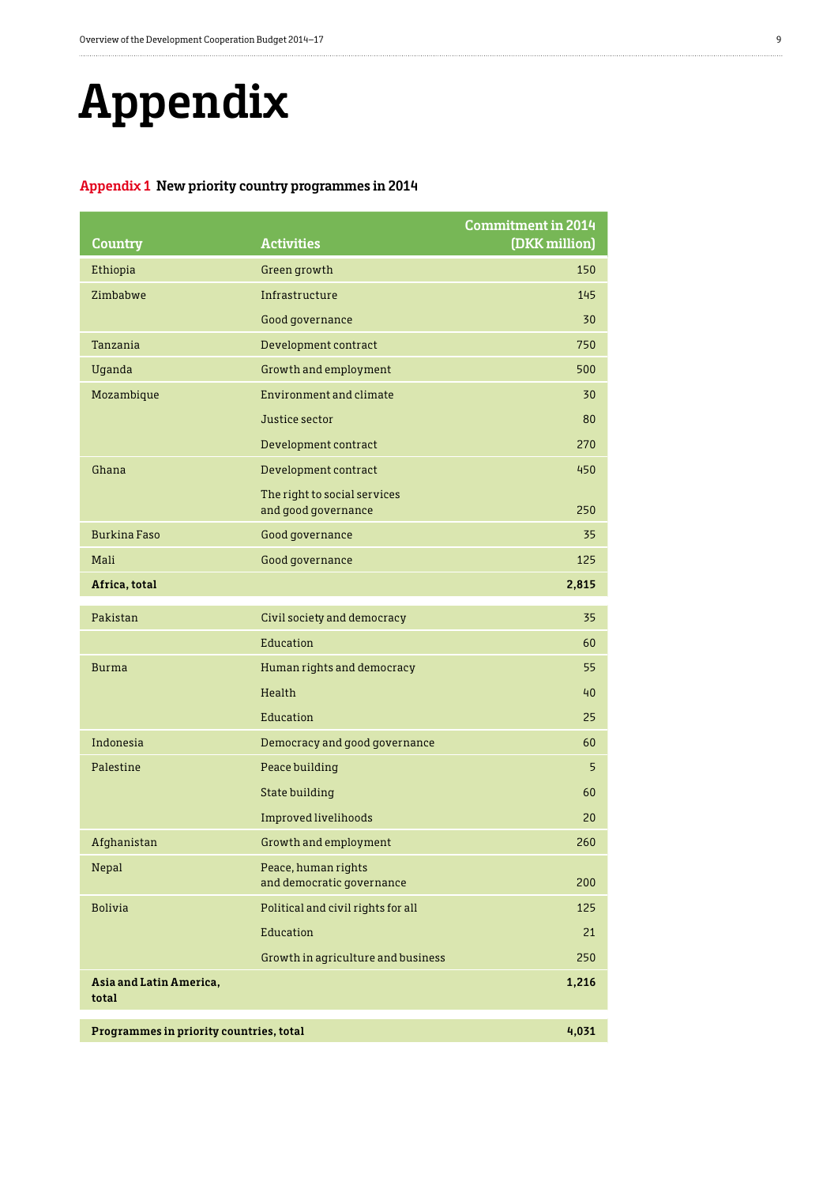# Appendix

### Appendix 1 New priority country programmes in 2014

| Country | Activities | Commitment in 2014 (DKK million) |
|---|---|---|
| Ethiopia | Green growth | 150 |
| Zimbabwe | Infrastructure | 145 |
| | Good governance | 30 |
| Tanzania | Development contract | 750 |
| Uganda | Growth and employment | 500 |
| Mozambique | Environment and climate | 30 |
| | Justice sector | 80 |
| | Development contract | 270 |
| Ghana | Development contract | 450 |
| | The right to social services and good governance | 250 |
| Burkina Faso | Good governance | 35 |
| Mali | Good governance | 125 |
| **Africa, total** | | **2,815** |
| Pakistan | Civil society and democracy | 35 |
| | Education | 60 |
| Burma | Human rights and democracy | 55 |
| | Health | 40 |
| | Education | 25 |
| Indonesia | Democracy and good governance | 60 |
| Palestine | Peace building | 5 |
| | State building | 60 |
| | Improved livelihoods | 20 |
| Afghanistan | Growth and employment | 260 |
| Nepal | Peace, human rights and democratic governance | 200 |
| Bolivia | Political and civil rights for all | 125 |
| | Education | 21 |
| | Growth in agriculture and business | 250 |
| **Asia and Latin America, total** | | **1,216** |
| **Programmes in priority countries, total** | | **4,031** |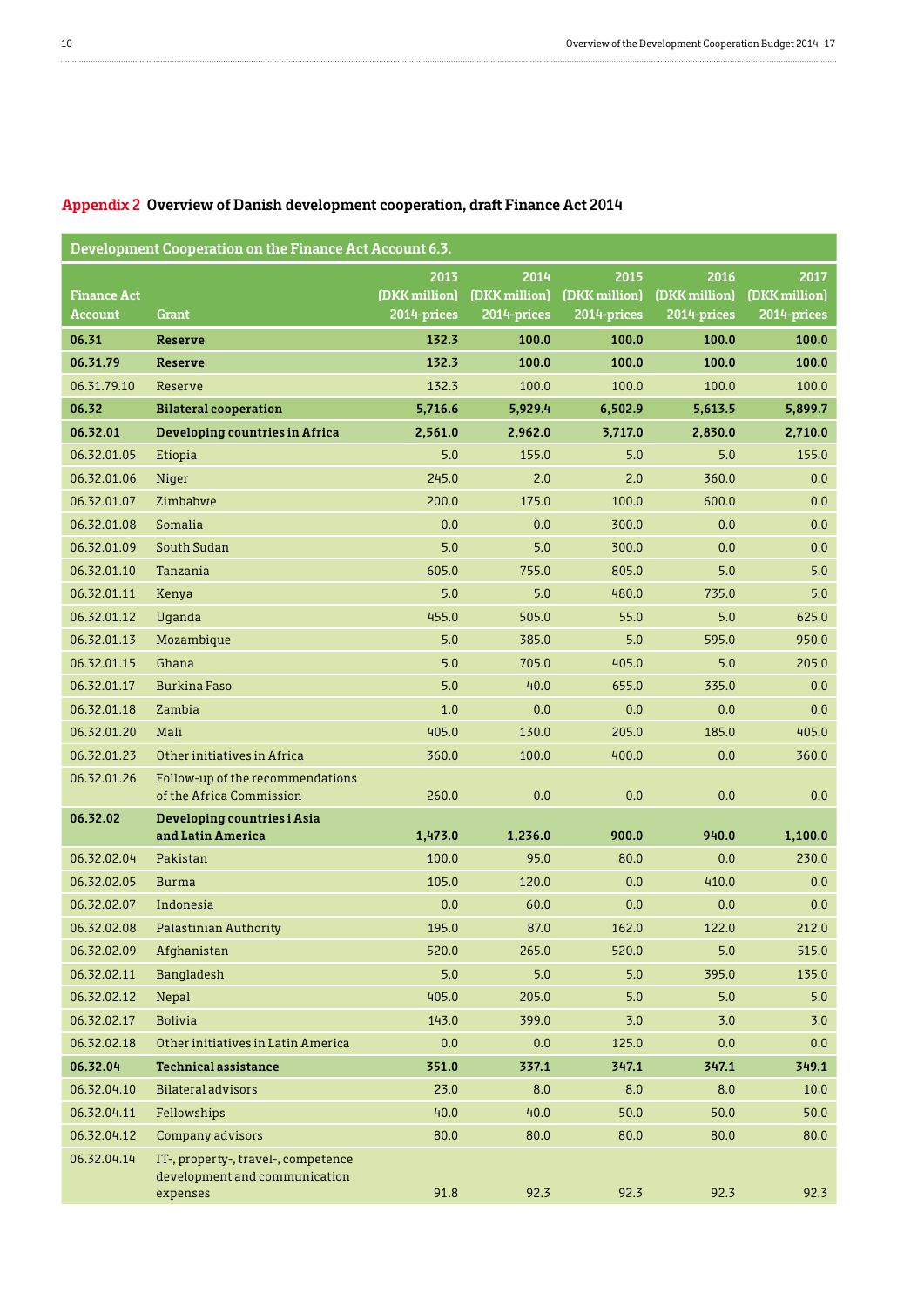## Appendix 2 Overview of Danish development cooperation, draft Finance Act 2014

| Development Cooperation on the Finance Act Account 6.3. | | | | | | |
|---|---|---|---|---|---|---|
| Finance Act Account | Grant | 2013 (DKK million) 2014-prices | 2014 (DKK million) 2014-prices | 2015 (DKK million) 2014-prices | 2016 (DKK million) 2014-prices | 2017 (DKK million) 2014-prices |
| **06.31** | **Reserve** | **132.3** | **100.0** | **100.0** | **100.0** | **100.0** |
| **06.31.79** | **Reserve** | **132.3** | **100.0** | **100.0** | **100.0** | **100.0** |
| 06.31.79.10 | Reserve | 132.3 | 100.0 | 100.0 | 100.0 | 100.0 |
| **06.32** | **Bilateral cooperation** | **5,716.6** | **5,929.4** | **6,502.9** | **5,613.5** | **5,899.7** |
| **06.32.01** | **Developing countries in Africa** | **2,561.0** | **2,962.0** | **3,717.0** | **2,830.0** | **2,710.0** |
| 06.32.01.05 | Etiopia | 5.0 | 155.0 | 5.0 | 5.0 | 155.0 |
| 06.32.01.06 | Niger | 245.0 | 2.0 | 2.0 | 360.0 | 0.0 |
| 06.32.01.07 | Zimbabwe | 200.0 | 175.0 | 100.0 | 600.0 | 0.0 |
| 06.32.01.08 | Somalia | 0.0 | 0.0 | 300.0 | 0.0 | 0.0 |
| 06.32.01.09 | South Sudan | 5.0 | 5.0 | 300.0 | 0.0 | 0.0 |
| 06.32.01.10 | Tanzania | 605.0 | 755.0 | 805.0 | 5.0 | 5.0 |
| 06.32.01.11 | Kenya | 5.0 | 5.0 | 480.0 | 735.0 | 5.0 |
| 06.32.01.12 | Uganda | 455.0 | 505.0 | 55.0 | 5.0 | 625.0 |
| 06.32.01.13 | Mozambique | 5.0 | 385.0 | 5.0 | 595.0 | 950.0 |
| 06.32.01.15 | Ghana | 5.0 | 705.0 | 405.0 | 5.0 | 205.0 |
| 06.32.01.17 | Burkina Faso | 5.0 | 40.0 | 655.0 | 335.0 | 0.0 |
| 06.32.01.18 | Zambia | 1.0 | 0.0 | 0.0 | 0.0 | 0.0 |
| 06.32.01.20 | Mali | 405.0 | 130.0 | 205.0 | 185.0 | 405.0 |
| 06.32.01.23 | Other initiatives in Africa | 360.0 | 100.0 | 400.0 | 0.0 | 360.0 |
| 06.32.01.26 | Follow-up of the recommendations of the Africa Commission | 260.0 | 0.0 | 0.0 | 0.0 | 0.0 |
| **06.32.02** | **Developing countries i Asia and Latin America** | **1,473.0** | **1,236.0** | **900.0** | **940.0** | **1,100.0** |
| 06.32.02.04 | Pakistan | 100.0 | 95.0 | 80.0 | 0.0 | 230.0 |
| 06.32.02.05 | Burma | 105.0 | 120.0 | 0.0 | 410.0 | 0.0 |
| 06.32.02.07 | Indonesia | 0.0 | 60.0 | 0.0 | 0.0 | 0.0 |
| 06.32.02.08 | Palastinian Authority | 195.0 | 87.0 | 162.0 | 122.0 | 212.0 |
| 06.32.02.09 | Afghanistan | 520.0 | 265.0 | 520.0 | 5.0 | 515.0 |
| 06.32.02.11 | Bangladesh | 5.0 | 5.0 | 5.0 | 395.0 | 135.0 |
| 06.32.02.12 | Nepal | 405.0 | 205.0 | 5.0 | 5.0 | 5.0 |
| 06.32.02.17 | Bolivia | 143.0 | 399.0 | 3.0 | 3.0 | 3.0 |
| 06.32.02.18 | Other initiatives in Latin America | 0.0 | 0.0 | 125.0 | 0.0 | 0.0 |
| **06.32.04** | **Technical assistance** | **351.0** | **337.1** | **347.1** | **347.1** | **349.1** |
| 06.32.04.10 | Bilateral advisors | 23.0 | 8.0 | 8.0 | 8.0 | 10.0 |
| 06.32.04.11 | Fellowships | 40.0 | 40.0 | 50.0 | 50.0 | 50.0 |
| 06.32.04.12 | Company advisors | 80.0 | 80.0 | 80.0 | 80.0 | 80.0 |
| 06.32.04.14 | IT-, property-, travel-, competence development and communication expenses | 91.8 | 92.3 | 92.3 | 92.3 | 92.3 |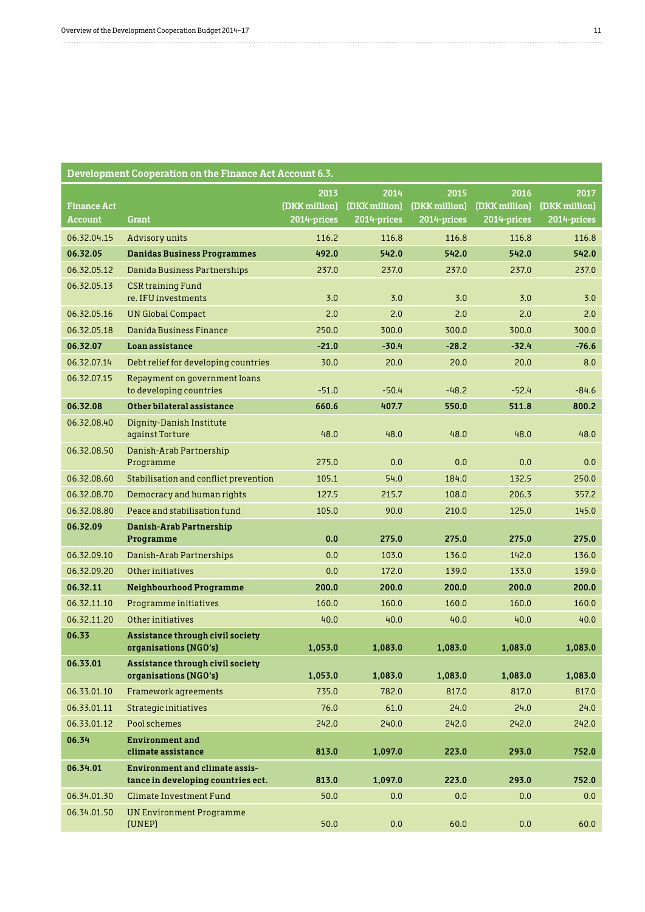| Development Cooperation on the Finance Act Account 6.3. | | | | | | |
|---|---|---|---|---|---|---|
| **Finance Act Account** | **Grant** | **2013 (DKK million) 2014-prices** | **2014 (DKK million) 2014-prices** | **2015 (DKK million) 2014-prices** | **2016 (DKK million) 2014-prices** | **2017 (DKK million) 2014-prices** |
| 06.32.04.15 | Advisory units | 116.2 | 116.8 | 116.8 | 116.8 | 116.8 |
| **06.32.05** | **Danidas Business Programmes** | **492.0** | **542.0** | **542.0** | **542.0** | **542.0** |
| 06.32.05.12 | Danida Business Partnerships | 237.0 | 237.0 | 237.0 | 237.0 | 237.0 |
| 06.32.05.13 | CSR training Fund re. IFU investments | 3.0 | 3.0 | 3.0 | 3.0 | 3.0 |
| 06.32.05.16 | UN Global Compact | 2.0 | 2.0 | 2.0 | 2.0 | 2.0 |
| 06.32.05.18 | Danida Business Finance | 250.0 | 300.0 | 300.0 | 300.0 | 300.0 |
| **06.32.07** | **Loan assistance** | **-21.0** | **-30.4** | **-28.2** | **-32.4** | **-76.6** |
| 06.32.07.14 | Debt relief for developing countries | 30.0 | 20.0 | 20.0 | 20.0 | 8.0 |
| 06.32.07.15 | Repayment on government loans to developing countries | -51.0 | -50.4 | -48.2 | -52.4 | -84.6 |
| **06.32.08** | **Other bilateral assistance** | **660.6** | **407.7** | **550.0** | **511.8** | **800.2** |
| 06.32.08.40 | Dignity-Danish Institute against Torture | 48.0 | 48.0 | 48.0 | 48.0 | 48.0 |
| 06.32.08.50 | Danish-Arab Partnership Programme | 275.0 | 0.0 | 0.0 | 0.0 | 0.0 |
| 06.32.08.60 | Stabilisation and conflict prevention | 105.1 | 54.0 | 184.0 | 132.5 | 250.0 |
| 06.32.08.70 | Democracy and human rights | 127.5 | 215.7 | 108.0 | 206.3 | 357.2 |
| 06.32.08.80 | Peace and stabilisation fund | 105.0 | 90.0 | 210.0 | 125.0 | 145.0 |
| **06.32.09** | **Danish-Arab Partnership Programme** | **0.0** | **275.0** | **275.0** | **275.0** | **275.0** |
| 06.32.09.10 | Danish-Arab Partnerships | 0.0 | 103.0 | 136.0 | 142.0 | 136.0 |
| 06.32.09.20 | Other initiatives | 0.0 | 172.0 | 139.0 | 133.0 | 139.0 |
| **06.32.11** | **Neighbourhood Programme** | **200.0** | **200.0** | **200.0** | **200.0** | **200.0** |
| 06.32.11.10 | Programme initiatives | 160.0 | 160.0 | 160.0 | 160.0 | 160.0 |
| 06.32.11.20 | Other initiatives | 40.0 | 40.0 | 40.0 | 40.0 | 40.0 |
| **06.33** | **Assistance through civil society organisations (NGO's)** | **1,053.0** | **1,083.0** | **1,083.0** | **1,083.0** | **1,083.0** |
| **06.33.01** | **Assistance through civil society organisations (NGO's)** | **1,053.0** | **1,083.0** | **1,083.0** | **1,083.0** | **1,083.0** |
| 06.33.01.10 | Framework agreements | 735.0 | 782.0 | 817.0 | 817.0 | 817.0 |
| 06.33.01.11 | Strategic initiatives | 76.0 | 61.0 | 24.0 | 24.0 | 24.0 |
| 06.33.01.12 | Pool schemes | 242.0 | 240.0 | 242.0 | 242.0 | 242.0 |
| **06.34** | **Environment and climate assistance** | **813.0** | **1,097.0** | **223.0** | **293.0** | **752.0** |
| **06.34.01** | **Environment and climate assistance in developing countries ect.** | **813.0** | **1,097.0** | **223.0** | **293.0** | **752.0** |
| 06.34.01.30 | Climate Investment Fund | 50.0 | 0.0 | 0.0 | 0.0 | 0.0 |
| 06.34.01.50 | UN Environment Programme (UNEP) | 50.0 | 0.0 | 60.0 | 0.0 | 60.0 |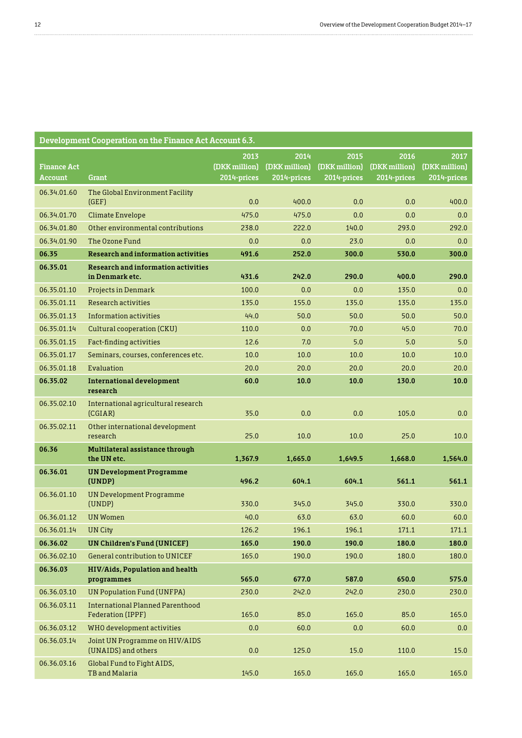| Development Cooperation on the Finance Act Account 6.3. | | | | | | |
|---|---|---|---|---|---|---|
| **Finance Act Account** | **Grant** | **2013 (DKK million) 2014-prices** | **2014 (DKK million) 2014-prices** | **2015 (DKK million) 2014-prices** | **2016 (DKK million) 2014-prices** | **2017 (DKK million) 2014-prices** |
| 06.34.01.60 | The Global Environment Facility (GEF) | 0.0 | 400.0 | 0.0 | 0.0 | 400.0 |
| 06.34.01.70 | Climate Envelope | 475.0 | 475.0 | 0.0 | 0.0 | 0.0 |
| 06.34.01.80 | Other environmental contributions | 238.0 | 222.0 | 140.0 | 293.0 | 292.0 |
| 06.34.01.90 | The Ozone Fund | 0.0 | 0.0 | 23.0 | 0.0 | 0.0 |
| **06.35** | **Research and information activities** | **491.6** | **252.0** | **300.0** | **530.0** | **300.0** |
| **06.35.01** | **Research and information activities in Denmark etc.** | **431.6** | **242.0** | **290.0** | **400.0** | **290.0** |
| 06.35.01.10 | Projects in Denmark | 100.0 | 0.0 | 0.0 | 135.0 | 0.0 |
| 06.35.01.11 | Research activities | 135.0 | 155.0 | 135.0 | 135.0 | 135.0 |
| 06.35.01.13 | Information activities | 44.0 | 50.0 | 50.0 | 50.0 | 50.0 |
| 06.35.01.14 | Cultural cooperation (CKU) | 110.0 | 0.0 | 70.0 | 45.0 | 70.0 |
| 06.35.01.15 | Fact-finding activities | 12.6 | 7.0 | 5.0 | 5.0 | 5.0 |
| 06.35.01.17 | Seminars, courses, conferences etc. | 10.0 | 10.0 | 10.0 | 10.0 | 10.0 |
| 06.35.01.18 | Evaluation | 20.0 | 20.0 | 20.0 | 20.0 | 20.0 |
| **06.35.02** | **International development research** | **60.0** | **10.0** | **10.0** | **130.0** | **10.0** |
| 06.35.02.10 | International agricultural research (CGIAR) | 35.0 | 0.0 | 0.0 | 105.0 | 0.0 |
| 06.35.02.11 | Other international development research | 25.0 | 10.0 | 10.0 | 25.0 | 10.0 |
| **06.36** | **Multilateral assistance through the UN etc.** | **1,367.9** | **1,665.0** | **1,649.5** | **1,668.0** | **1,564.0** |
| **06.36.01** | **UN Development Programme (UNDP)** | **496.2** | **604.1** | **604.1** | **561.1** | **561.1** |
| 06.36.01.10 | UN Development Programme (UNDP) | 330.0 | 345.0 | 345.0 | 330.0 | 330.0 |
| 06.36.01.12 | UN Women | 40.0 | 63.0 | 63.0 | 60.0 | 60.0 |
| 06.36.01.14 | UN City | 126.2 | 196.1 | 196.1 | 171.1 | 171.1 |
| **06.36.02** | **UN Children's Fund (UNICEF)** | **165.0** | **190.0** | **190.0** | **180.0** | **180.0** |
| 06.36.02.10 | General contribution to UNICEF | 165.0 | 190.0 | 190.0 | 180.0 | 180.0 |
| **06.36.03** | **HIV/Aids, Population and health programmes** | **565.0** | **677.0** | **587.0** | **650.0** | **575.0** |
| 06.36.03.10 | UN Population Fund (UNFPA) | 230.0 | 242.0 | 242.0 | 230.0 | 230.0 |
| 06.36.03.11 | International Planned Parenthood Federation (IPPF) | 165.0 | 85.0 | 165.0 | 85.0 | 165.0 |
| 06.36.03.12 | WHO development activities | 0.0 | 60.0 | 0.0 | 60.0 | 0.0 |
| 06.36.03.14 | Joint UN Programme on HIV/AIDS (UNAIDS) and others | 0.0 | 125.0 | 15.0 | 110.0 | 15.0 |
| 06.36.03.16 | Global Fund to Fight AIDS, TB and Malaria | 145.0 | 165.0 | 165.0 | 165.0 | 165.0 |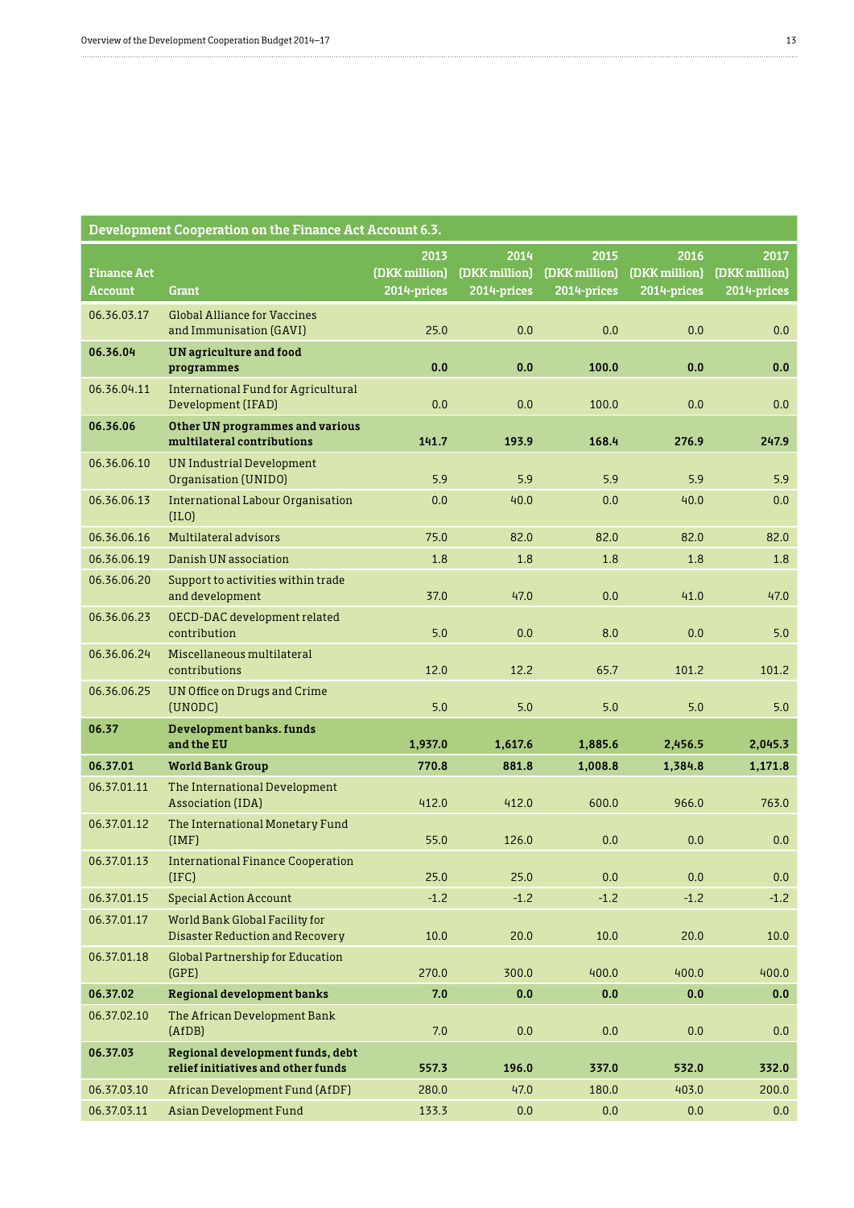| Development Cooperation on the Finance Act Account 6.3. | | | | | | |
|---|---|---|---|---|---|---|
| **Finance Act Account** | **Grant** | **2013 (DKK million) 2014-prices** | **2014 (DKK million) 2014-prices** | **2015 (DKK million) 2014-prices** | **2016 (DKK million) 2014-prices** | **2017 (DKK million) 2014-prices** |
| 06.36.03.17 | Global Alliance for Vaccines and Immunisation (GAVI) | 25.0 | 0.0 | 0.0 | 0.0 | 0.0 |
| **06.36.04** | **UN agriculture and food programmes** | **0.0** | **0.0** | **100.0** | **0.0** | **0.0** |
| 06.36.04.11 | International Fund for Agricultural Development (IFAD) | 0.0 | 0.0 | 100.0 | 0.0 | 0.0 |
| **06.36.06** | **Other UN programmes and various multilateral contributions** | **141.7** | **193.9** | **168.4** | **276.9** | **247.9** |
| 06.36.06.10 | UN Industrial Development Organisation (UNIDO) | 5.9 | 5.9 | 5.9 | 5.9 | 5.9 |
| 06.36.06.13 | International Labour Organisation (ILO) | 0.0 | 40.0 | 0.0 | 40.0 | 0.0 |
| 06.36.06.16 | Multilateral advisors | 75.0 | 82.0 | 82.0 | 82.0 | 82.0 |
| 06.36.06.19 | Danish UN association | 1.8 | 1.8 | 1.8 | 1.8 | 1.8 |
| 06.36.06.20 | Support to activities within trade and development | 37.0 | 47.0 | 0.0 | 41.0 | 47.0 |
| 06.36.06.23 | OECD-DAC development related contribution | 5.0 | 0.0 | 8.0 | 0.0 | 5.0 |
| 06.36.06.24 | Miscellaneous multilateral contributions | 12.0 | 12.2 | 65.7 | 101.2 | 101.2 |
| 06.36.06.25 | UN Office on Drugs and Crime (UNODC) | 5.0 | 5.0 | 5.0 | 5.0 | 5.0 |
| **06.37** | **Development banks. funds and the EU** | **1,937.0** | **1,617.6** | **1,885.6** | **2,456.5** | **2,045.3** |
| **06.37.01** | **World Bank Group** | **770.8** | **881.8** | **1,008.8** | **1,384.8** | **1,171.8** |
| 06.37.01.11 | The International Development Association (IDA) | 412.0 | 412.0 | 600.0 | 966.0 | 763.0 |
| 06.37.01.12 | The International Monetary Fund (IMF) | 55.0 | 126.0 | 0.0 | 0.0 | 0.0 |
| 06.37.01.13 | International Finance Cooperation (IFC) | 25.0 | 25.0 | 0.0 | 0.0 | 0.0 |
| 06.37.01.15 | Special Action Account | -1.2 | -1.2 | -1.2 | -1.2 | -1.2 |
| 06.37.01.17 | World Bank Global Facility for Disaster Reduction and Recovery | 10.0 | 20.0 | 10.0 | 20.0 | 10.0 |
| 06.37.01.18 | Global Partnership for Education (GPE) | 270.0 | 300.0 | 400.0 | 400.0 | 400.0 |
| **06.37.02** | **Regional development banks** | **7.0** | **0.0** | **0.0** | **0.0** | **0.0** |
| 06.37.02.10 | The African Development Bank (AfDB) | 7.0 | 0.0 | 0.0 | 0.0 | 0.0 |
| **06.37.03** | **Regional development funds, debt relief initiatives and other funds** | **557.3** | **196.0** | **337.0** | **532.0** | **332.0** |
| 06.37.03.10 | African Development Fund (AfDF) | 280.0 | 47.0 | 180.0 | 403.0 | 200.0 |
| 06.37.03.11 | Asian Development Fund | 133.3 | 0.0 | 0.0 | 0.0 | 0.0 |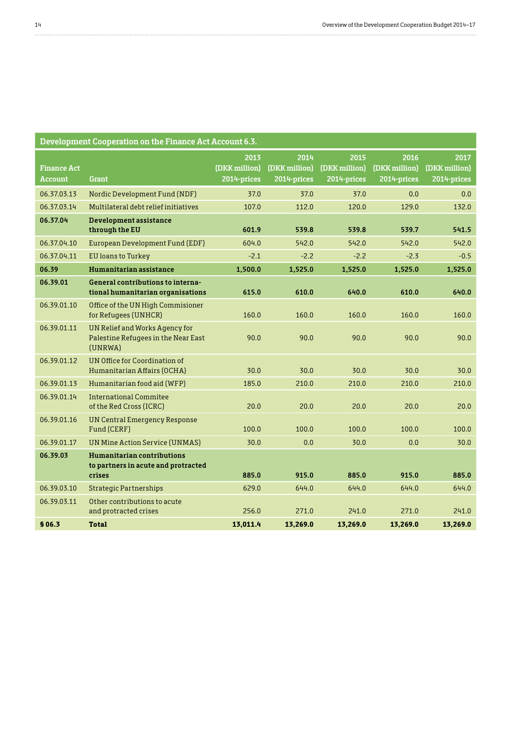| Development Cooperation on the Finance Act Account 6.3. | | | | | | |
|---|---|---|---|---|---|---|
| **Finance Act Account** | **Grant** | **2013 (DKK million) 2014-prices** | **2014 (DKK million) 2014-prices** | **2015 (DKK million) 2014-prices** | **2016 (DKK million) 2014-prices** | **2017 (DKK million) 2014-prices** |
| 06.37.03.13 | Nordic Development Fund (NDF) | 37.0 | 37.0 | 37.0 | 0.0 | 0.0 |
| 06.37.03.14 | Multilateral debt relief initiatives | 107.0 | 112.0 | 120.0 | 129.0 | 132.0 |
| **06.37.04** | **Development assistance through the EU** | **601.9** | **539.8** | **539.8** | **539.7** | **541.5** |
| 06.37.04.10 | European Development Fund (EDF) | 604.0 | 542.0 | 542.0 | 542.0 | 542.0 |
| 06.37.04.11 | EU loans to Turkey | -2.1 | -2.2 | -2.2 | -2.3 | -0.5 |
| **06.39** | **Humanitarian assistance** | **1,500.0** | **1,525.0** | **1,525.0** | **1,525.0** | **1,525.0** |
| **06.39.01** | **General contributions to international humanitarian organisations** | **615.0** | **610.0** | **640.0** | **610.0** | **640.0** |
| 06.39.01.10 | Office of the UN High Commisioner for Refugees (UNHCR) | 160.0 | 160.0 | 160.0 | 160.0 | 160.0 |
| 06.39.01.11 | UN Relief and Works Agency for Palestine Refugees in the Near East (UNRWA) | 90.0 | 90.0 | 90.0 | 90.0 | 90.0 |
| 06.39.01.12 | UN Office for Coordination of Humanitarian Affairs (OCHA) | 30.0 | 30.0 | 30.0 | 30.0 | 30.0 |
| 06.39.01.13 | Humanitarian food aid (WFP) | 185.0 | 210.0 | 210.0 | 210.0 | 210.0 |
| 06.39.01.14 | International Commitee of the Red Cross (ICRC) | 20.0 | 20.0 | 20.0 | 20.0 | 20.0 |
| 06.39.01.16 | UN Central Emergency Response Fund (CERF) | 100.0 | 100.0 | 100.0 | 100.0 | 100.0 |
| 06.39.01.17 | UN Mine Action Service (UNMAS) | 30.0 | 0.0 | 30.0 | 0.0 | 30.0 |
| **06.39.03** | **Humanitarian contributions to partners in acute and protracted crises** | **885.0** | **915.0** | **885.0** | **915.0** | **885.0** |
| 06.39.03.10 | Strategic Partnerships | 629.0 | 644.0 | 644.0 | 644.0 | 644.0 |
| 06.39.03.11 | Other contributions to acute and protracted crises | 256.0 | 271.0 | 241.0 | 271.0 | 241.0 |
| **§ 06.3** | **Total** | **13,011.4** | **13,269.0** | **13,269.0** | **13,269.0** | **13,269.0** |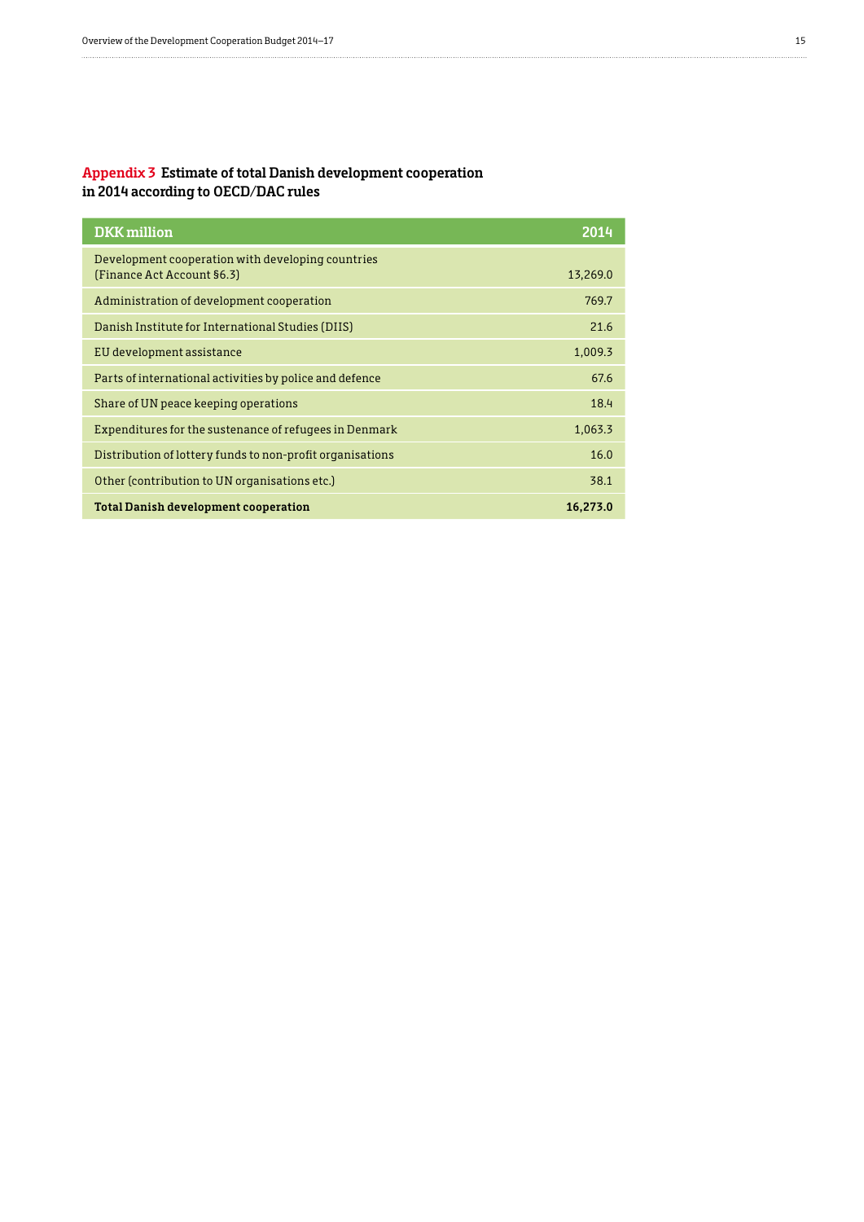## Appendix 3 Estimate of total Danish development cooperation in 2014 according to OECD/DAC rules

| DKK million | 2014 |
| --- | --- |
| Development cooperation with developing countries (Finance Act Account §6.3) | 13,269.0 |
| Administration of development cooperation | 769.7 |
| Danish Institute for International Studies (DIIS) | 21.6 |
| EU development assistance | 1,009.3 |
| Parts of international activities by police and defence | 67.6 |
| Share of UN peace keeping operations | 18.4 |
| Expenditures for the sustenance of refugees in Denmark | 1,063.3 |
| Distribution of lottery funds to non-profit organisations | 16.0 |
| Other (contribution to UN organisations etc.) | 38.1 |
| **Total Danish development cooperation** | **16,273.0** |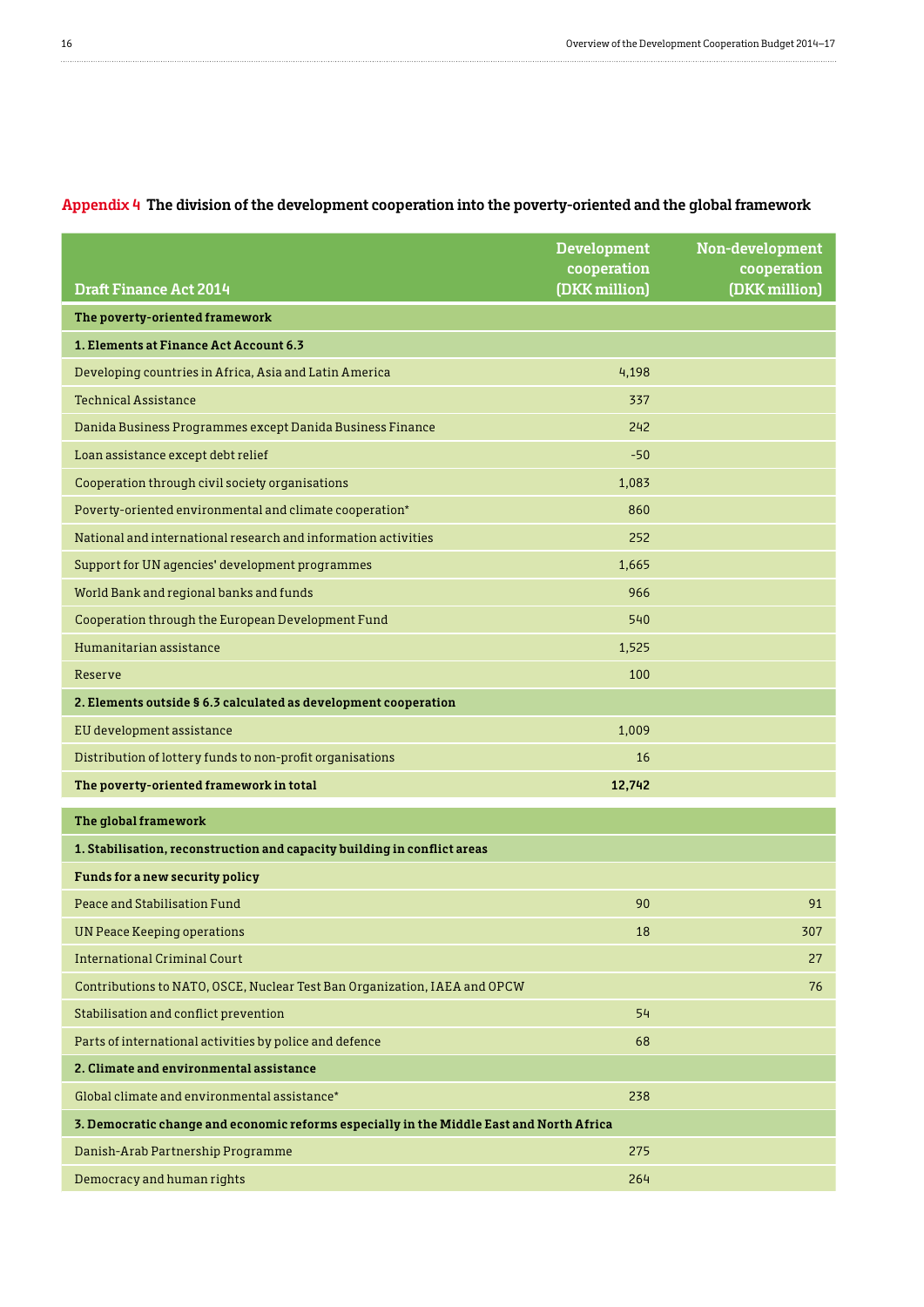## Appendix 4 The division of the development cooperation into the poverty-oriented and the global framework

| Draft Finance Act 2014 | Development cooperation (DKK million) | Non-development cooperation (DKK million) |
|---|---|---|
| **The poverty-oriented framework** | | |
| **1. Elements at Finance Act Account 6.3** | | |
| Developing countries in Africa, Asia and Latin America | 4,198 | |
| Technical Assistance | 337 | |
| Danida Business Programmes except Danida Business Finance | 242 | |
| Loan assistance except debt relief | -50 | |
| Cooperation through civil society organisations | 1,083 | |
| Poverty-oriented environmental and climate cooperation* | 860 | |
| National and international research and information activities | 252 | |
| Support for UN agencies' development programmes | 1,665 | |
| World Bank and regional banks and funds | 966 | |
| Cooperation through the European Development Fund | 540 | |
| Humanitarian assistance | 1,525 | |
| Reserve | 100 | |
| **2. Elements outside § 6.3 calculated as development cooperation** | | |
| EU development assistance | 1,009 | |
| Distribution of lottery funds to non-profit organisations | 16 | |
| **The poverty-oriented framework in total** | **12,742** | |
| **The global framework** | | |
| **1. Stabilisation, reconstruction and capacity building in conflict areas** | | |
| **Funds for a new security policy** | | |
| Peace and Stabilisation Fund | 90 | 91 |
| UN Peace Keeping operations | 18 | 307 |
| International Criminal Court | | 27 |
| Contributions to NATO, OSCE, Nuclear Test Ban Organization, IAEA and OPCW | | 76 |
| Stabilisation and conflict prevention | 54 | |
| Parts of international activities by police and defence | 68 | |
| **2. Climate and environmental assistance** | | |
| Global climate and environmental assistance* | 238 | |
| **3. Democratic change and economic reforms especially in the Middle East and North Africa** | | |
| Danish-Arab Partnership Programme | 275 | |
| Democracy and human rights | 264 | |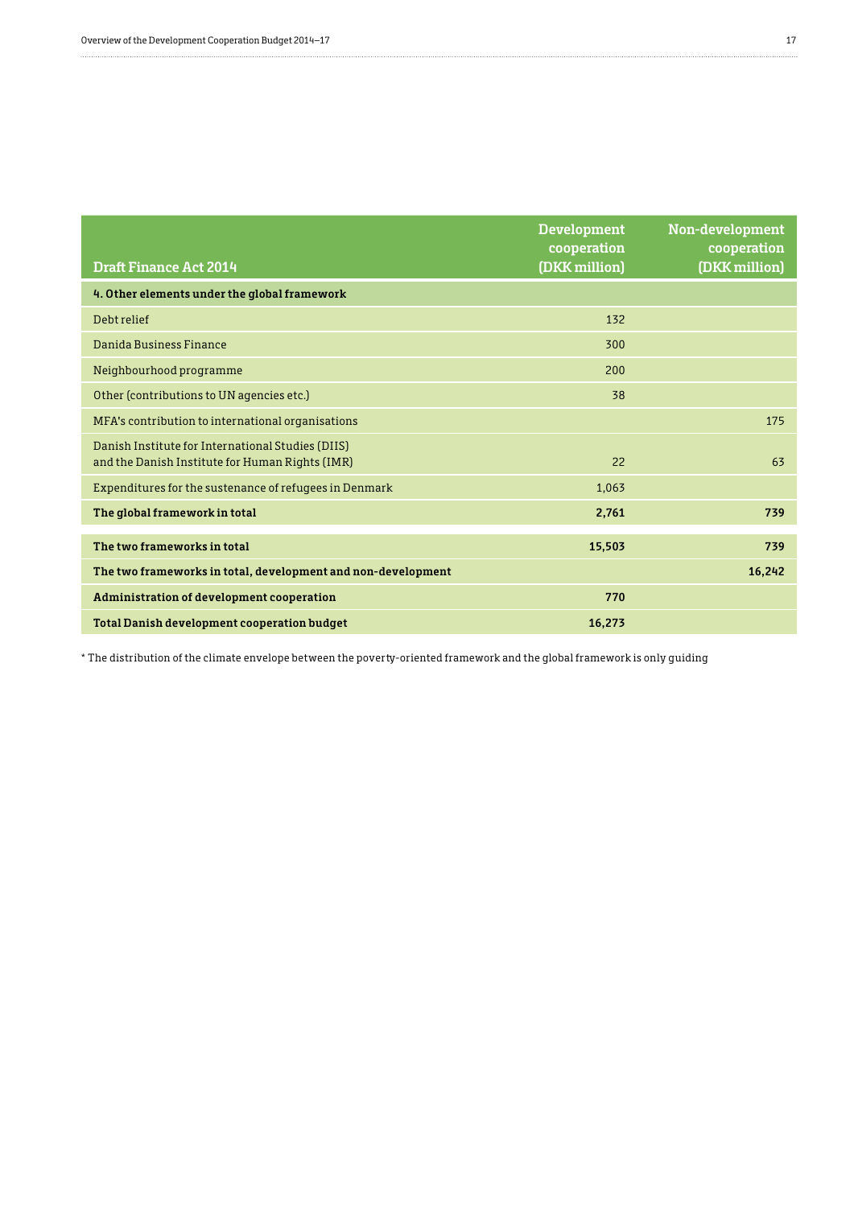| Draft Finance Act 2014 | Development cooperation (DKK million) | Non-development cooperation (DKK million) |
|---|---|---|
| **4. Other elements under the global framework** | | |
| Debt relief | 132 | |
| Danida Business Finance | 300 | |
| Neighbourhood programme | 200 | |
| Other (contributions to UN agencies etc.) | 38 | |
| MFA's contribution to international organisations | | 175 |
| Danish Institute for International Studies (DIIS) and the Danish Institute for Human Rights (IMR) | 22 | 63 |
| Expenditures for the sustenance of refugees in Denmark | 1,063 | |
| **The global framework in total** | **2,761** | **739** |
| **The two frameworks in total** | **15,503** | **739** |
| **The two frameworks in total, development and non-development** | | **16,242** |
| **Administration of development cooperation** | **770** | |
| **Total Danish development cooperation budget** | **16,273** | |

* The distribution of the climate envelope between the poverty-oriented framework and the global framework is only guiding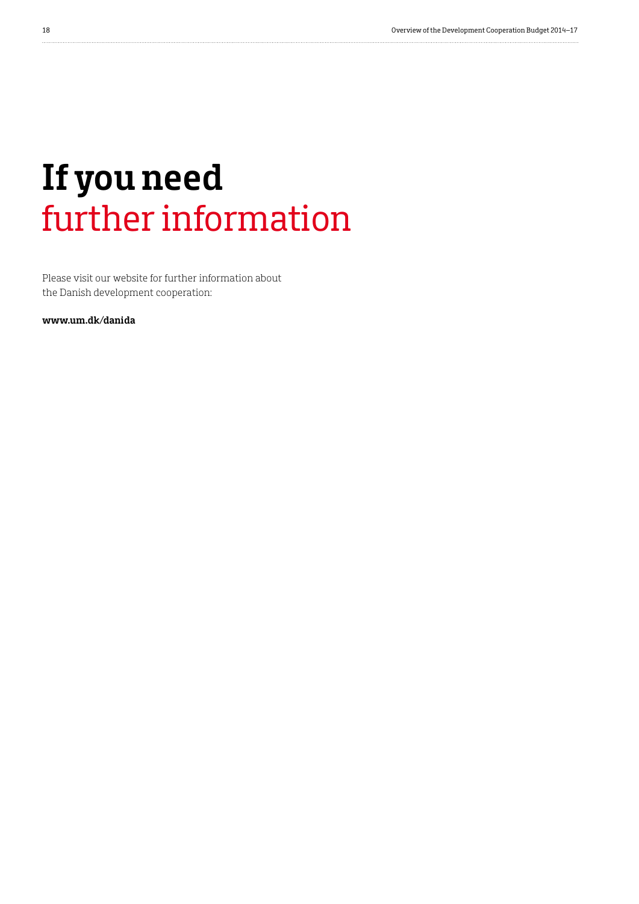# If you need further information

Please visit our website for further information about the Danish development cooperation:

**www.um.dk/danida**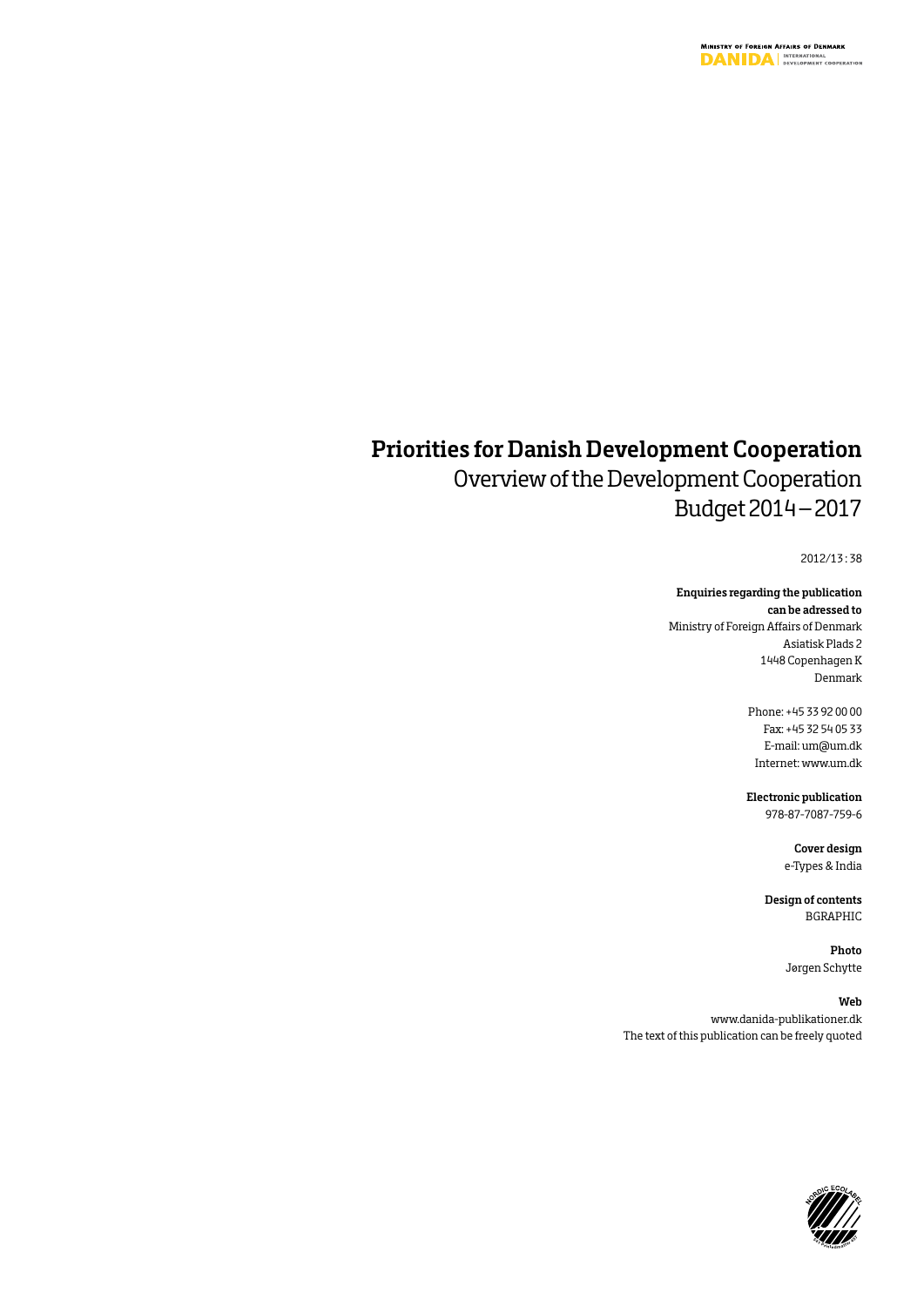# Priorities for Danish Development Cooperation

## Overview of the Development Cooperation Budget 2014 – 2017

2012/13 : 38

**Enquiries regarding the publication can be adressed to**
Ministry of Foreign Affairs of Denmark
Asiatisk Plads 2
1448 Copenhagen K
Denmark

Phone: +45 33 92 00 00
Fax: +45 32 54 05 33
E-mail: um@um.dk
Internet: www.um.dk

**Electronic publication**
978-87-7087-759-6

**Cover design**
e-Types & India

**Design of contents**
BGRAPHIC

**Photo**
Jørgen Schytte

**Web**
www.danida-publikationer.dk
The text of this publication can be freely quoted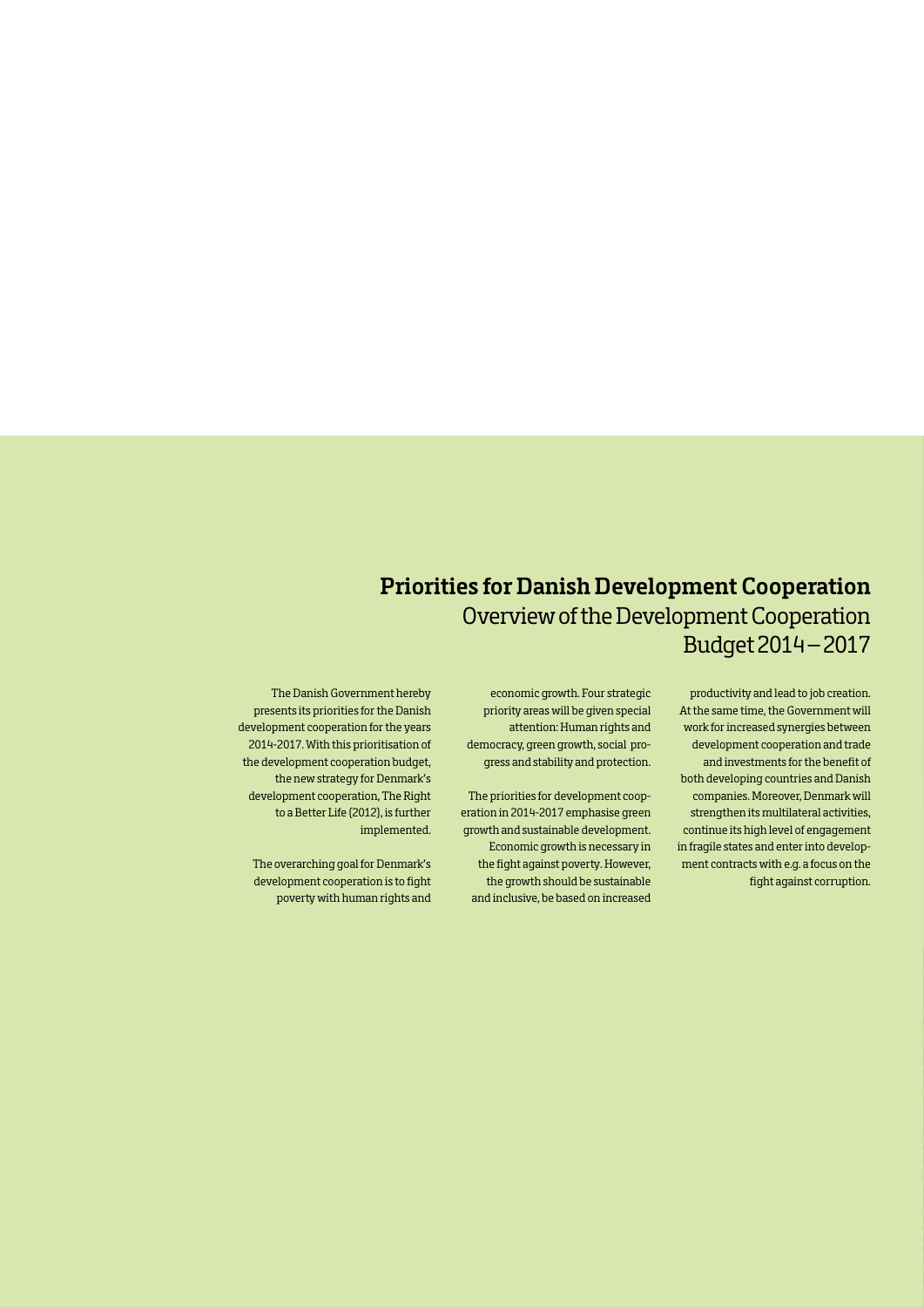# Priorities for Danish Development Cooperation

## Overview of the Development Cooperation Budget 2014 – 2017

The Danish Government hereby presents its priorities for the Danish development cooperation for the years 2014-2017. With this prioritisation of the development cooperation budget, the new strategy for Denmark's development cooperation, The Right to a Better Life (2012), is further implemented.

The overarching goal for Denmark's development cooperation is to fight poverty with human rights and economic growth. Four strategic priority areas will be given special attention: Human rights and democracy, green growth, social progress and stability and protection.

The priorities for development cooperation in 2014-2017 emphasise green growth and sustainable development. Economic growth is necessary in the fight against poverty. However, the growth should be sustainable and inclusive, be based on increased productivity and lead to job creation. At the same time, the Government will work for increased synergies between development cooperation and trade and investments for the benefit of both developing countries and Danish companies. Moreover, Denmark will strengthen its multilateral activities, continue its high level of engagement in fragile states and enter into development contracts with e.g. a focus on the fight against corruption.